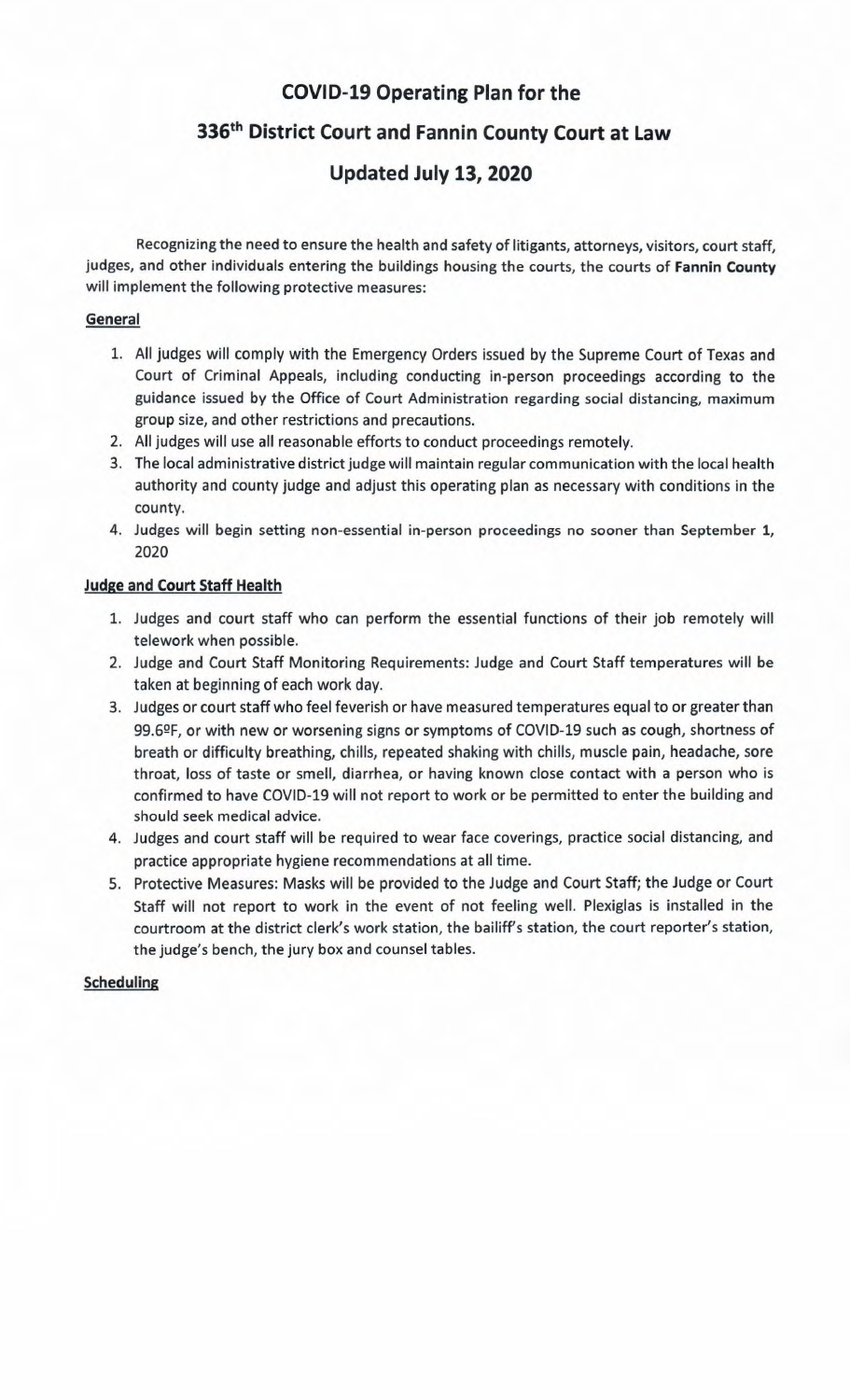# COVID-19 Operating Plan for the

# 336th District Court and Fannin County Court at Law

# Updated July 13, 2020

Recognizing the need to ensure the health and safety of litigants, attorneys, visitors, court staff, judges, and other individuals entering the buildings housing the courts, the courts of **Fannin County** will implement the following protective measures:

## General

1. All judges will comply with the Emergency Orders issued by the Supreme Court of Texas and Court of Criminal Appeals, including conducting in-person proceedings according to the guidance issued by the Office of Court Administration regarding social distancing, maximum group size, and other restrictions and precautions.
2. All judges will use all reasonable efforts to conduct proceedings remotely.
3. The local administrative district judge will maintain regular communication with the local health authority and county judge and adjust this operating plan as necessary with conditions in the county.
4. Judges will begin setting non-essential in-person proceedings no sooner than September **1**, 2020

## Judge and Court Staff Health

1. Judges and court staff who can perform the essential functions of their job remotely will telework when possible.
2. Judge and Court Staff Monitoring Requirements: Judge and Court Staff temperatures will be taken at beginning of each work day.
3. Judges or court staff who feel feverish or have measured temperatures equal to or greater than 99.6ºF, or with new or worsening signs or symptoms of COVID-19 such as cough, shortness of breath or difficulty breathing, chills, repeated shaking with chills, muscle pain, headache, sore throat, loss of taste or smell, diarrhea, or having known close contact with a person who is confirmed to have COVID-19 will not report to work or be permitted to enter the building and should seek medical advice.
4. Judges and court staff will be required to wear face coverings, practice social distancing, and practice appropriate hygiene recommendations at all time.
5. Protective Measures: Masks will be provided to the Judge and Court Staff; the Judge or Court Staff will not report to work in the event of not feeling well. Plexiglas is installed in the courtroom at the district clerk's work station, the bailiff's station, the court reporter's station, the judge's bench, the jury box and counsel tables.

## Scheduling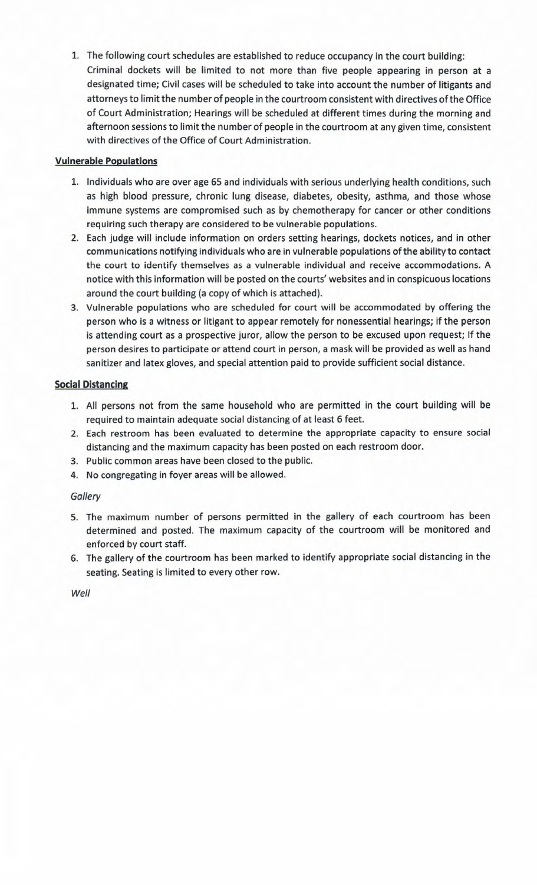1. The following court schedules are established to reduce occupancy in the court building: Criminal dockets will be limited to not more than five people appearing in person at a designated time; Civil cases will be scheduled to take into account the number of litigants and attorneys to limit the number of people in the courtroom consistent with directives of the Office of Court Administration; Hearings will be scheduled at different times during the morning and afternoon sessions to limit the number of people in the courtroom at any given time, consistent with directives of the Office of Court Administration.

**Vulnerable Populations**

1. Individuals who are over age 65 and individuals with serious underlying health conditions, such as high blood pressure, chronic lung disease, diabetes, obesity, asthma, and those whose immune systems are compromised such as by chemotherapy for cancer or other conditions requiring such therapy are considered to be vulnerable populations.
2. Each judge will include information on orders setting hearings, dockets notices, and in other communications notifying individuals who are in vulnerable populations of the ability to contact the court to identify themselves as a vulnerable individual and receive accommodations. A notice with this information will be posted on the courts' websites and in conspicuous locations around the court building (a copy of which is attached).
3. Vulnerable populations who are scheduled for court will be accommodated by offering the person who is a witness or litigant to appear remotely for nonessential hearings; if the person is attending court as a prospective juror, allow the person to be excused upon request; If the person desires to participate or attend court in person, a mask will be provided as well as hand sanitizer and latex gloves, and special attention paid to provide sufficient social distance.

**Social Distancing**

1. All persons not from the same household who are permitted in the court building will be required to maintain adequate social distancing of at least 6 feet.
2. Each restroom has been evaluated to determine the appropriate capacity to ensure social distancing and the maximum capacity has been posted on each restroom door.
3. Public common areas have been closed to the public.
4. No congregating in foyer areas will be allowed.

*Gallery*

5. The maximum number of persons permitted in the gallery of each courtroom has been determined and posted. The maximum capacity of the courtroom will be monitored and enforced by court staff.
6. The gallery of the courtroom has been marked to identify appropriate social distancing in the seating. Seating is limited to every other row.

*Well*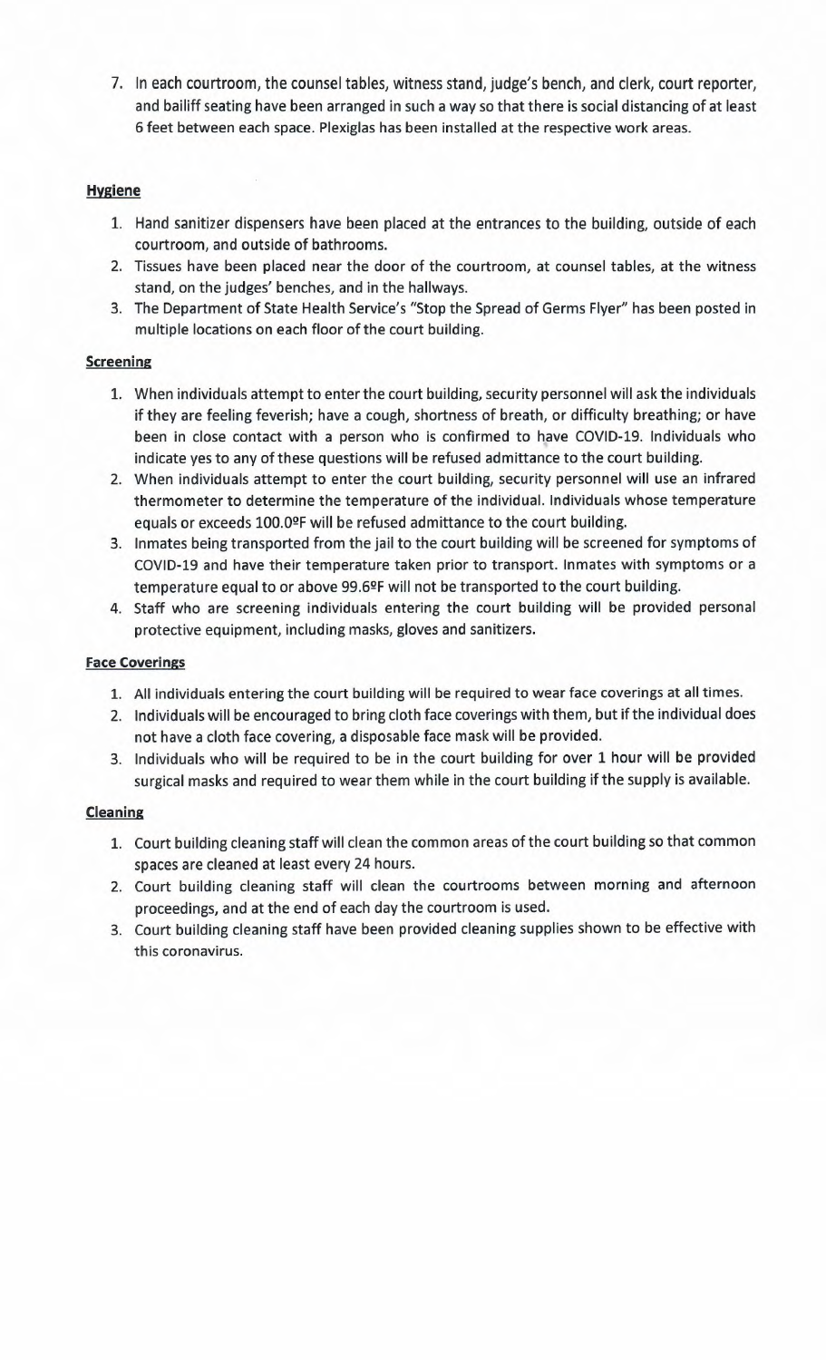7. In each courtroom, the counsel tables, witness stand, judge's bench, and clerk, court reporter, and bailiff seating have been arranged in such a way so that there is social distancing of at least 6 feet between each space. Plexiglas has been installed at the respective work areas.

**Hygiene**

1. Hand sanitizer dispensers have been placed at the entrances to the building, outside of each courtroom, and outside of bathrooms.
2. Tissues have been placed near the door of the courtroom, at counsel tables, at the witness stand, on the judges' benches, and in the hallways.
3. The Department of State Health Service's "Stop the Spread of Germs Flyer" has been posted in multiple locations on each floor of the court building.

**Screening**

1. When individuals attempt to enter the court building, security personnel will ask the individuals if they are feeling feverish; have a cough, shortness of breath, or difficulty breathing; or have been in close contact with a person who is confirmed to have COVID-19. Individuals who indicate yes to any of these questions will be refused admittance to the court building.
2. When individuals attempt to enter the court building, security personnel will use an infrared thermometer to determine the temperature of the individual. Individuals whose temperature equals or exceeds 100.0ºF will be refused admittance to the court building.
3. Inmates being transported from the jail to the court building will be screened for symptoms of COVID-19 and have their temperature taken prior to transport. Inmates with symptoms or a temperature equal to or above 99.6ºF will not be transported to the court building.
4. Staff who are screening individuals entering the court building will be provided personal protective equipment, including masks, gloves and sanitizers.

**Face Coverings**

1. All individuals entering the court building will be required to wear face coverings at all times.
2. Individuals will be encouraged to bring cloth face coverings with them, but if the individual does not have a cloth face covering, a disposable face mask will be provided.
3. Individuals who will be required to be in the court building for over 1 hour will be provided surgical masks and required to wear them while in the court building if the supply is available.

**Cleaning**

1. Court building cleaning staff will clean the common areas of the court building so that common spaces are cleaned at least every 24 hours.
2. Court building cleaning staff will clean the courtrooms between morning and afternoon proceedings, and at the end of each day the courtroom is used.
3. Court building cleaning staff have been provided cleaning supplies shown to be effective with this coronavirus.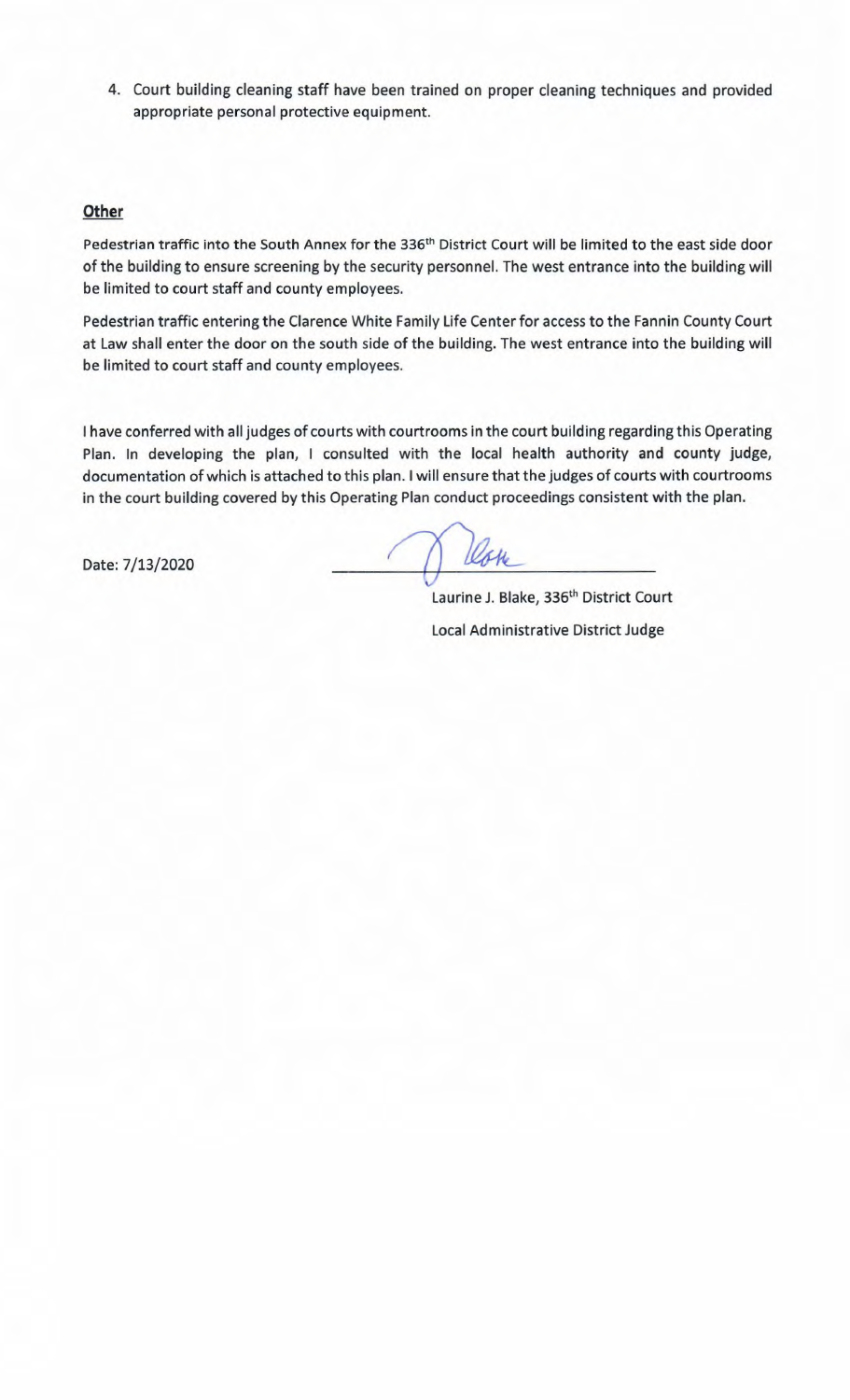4. Court building cleaning staff have been trained on proper cleaning techniques and provided appropriate personal protective equipment.

## Other

Pedestrian traffic into the South Annex for the 336th District Court will be limited to the east side door of the building to ensure screening by the security personnel. The west entrance into the building will be limited to court staff and county employees.

Pedestrian traffic entering the Clarence White Family Life Center for access to the Fannin County Court at Law shall enter the door on the south side of the building. The west entrance into the building will be limited to court staff and county employees.

I have conferred with all judges of courts with courtrooms in the court building regarding this Operating Plan. In developing the plan, I consulted with the local health authority and county judge, documentation of which is attached to this plan. I will ensure that the judges of courts with courtrooms in the court building covered by this Operating Plan conduct proceedings consistent with the plan.

Date: 7/13/2020

Laurine J. Blake, 336th District Court

Local Administrative District Judge